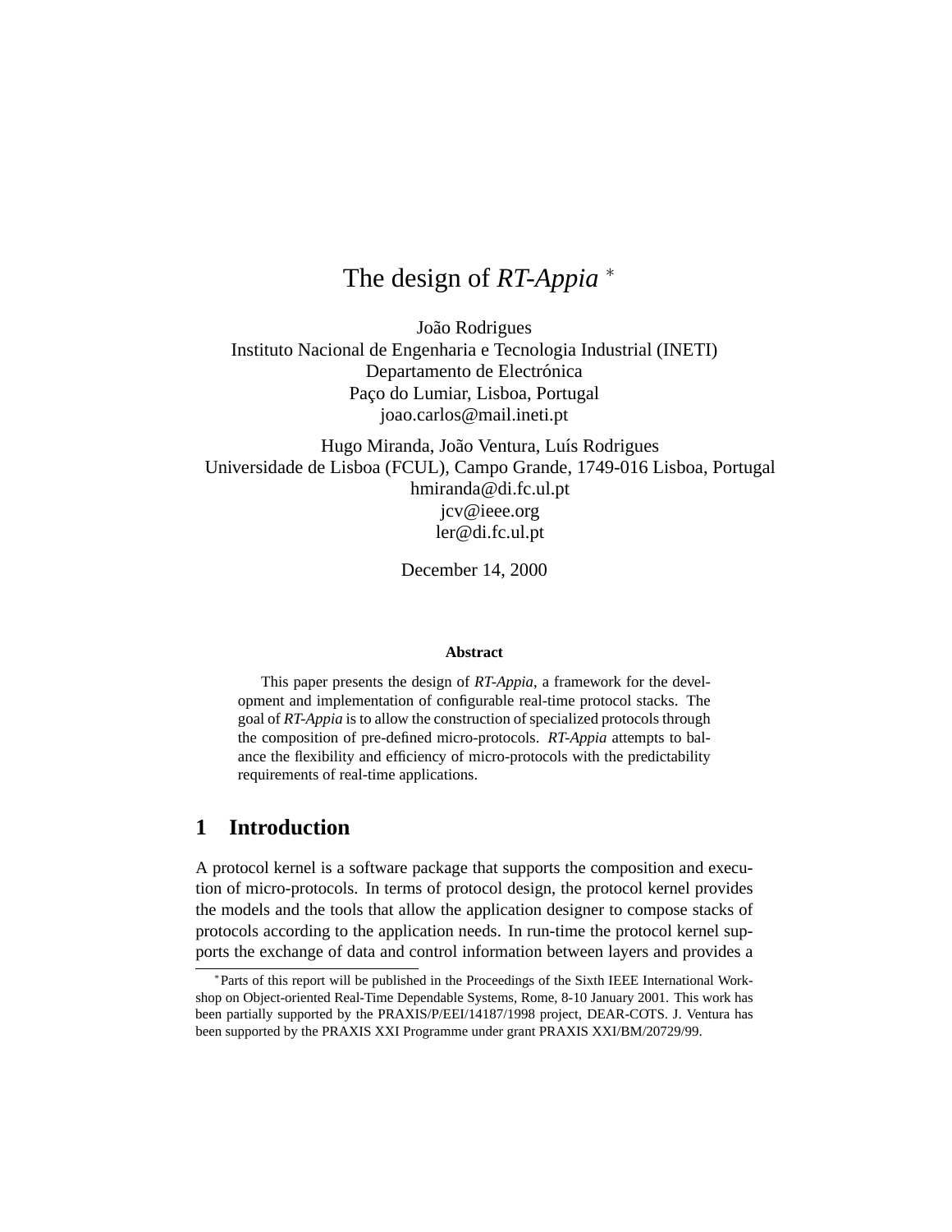# The design of *RT-Appia* *

João Rodrigues
Instituto Nacional de Engenharia e Tecnologia Industrial (INETI)
Departamento de Electrónica
Paço do Lumiar, Lisboa, Portugal
joao.carlos@mail.ineti.pt

Hugo Miranda, João Ventura, Luís Rodrigues
Universidade de Lisboa (FCUL), Campo Grande, 1749-016 Lisboa, Portugal
hmiranda@di.fc.ul.pt
jcv@ieee.org
ler@di.fc.ul.pt

December 14, 2000

**Abstract**

This paper presents the design of *RT-Appia*, a framework for the development and implementation of configurable real-time protocol stacks. The goal of *RT-Appia* is to allow the construction of specialized protocols through the composition of pre-defined micro-protocols. *RT-Appia* attempts to balance the flexibility and efficiency of micro-protocols with the predictability requirements of real-time applications.

## 1 Introduction

A protocol kernel is a software package that supports the composition and execution of micro-protocols. In terms of protocol design, the protocol kernel provides the models and the tools that allow the application designer to compose stacks of protocols according to the application needs. In run-time the protocol kernel supports the exchange of data and control information between layers and provides a

*Parts of this report will be published in the Proceedings of the Sixth IEEE International Workshop on Object-oriented Real-Time Dependable Systems, Rome, 8-10 January 2001. This work has been partially supported by the PRAXIS/P/EEI/14187/1998 project, DEAR-COTS. J. Ventura has been supported by the PRAXIS XXI Programme under grant PRAXIS XXI/BM/20729/99.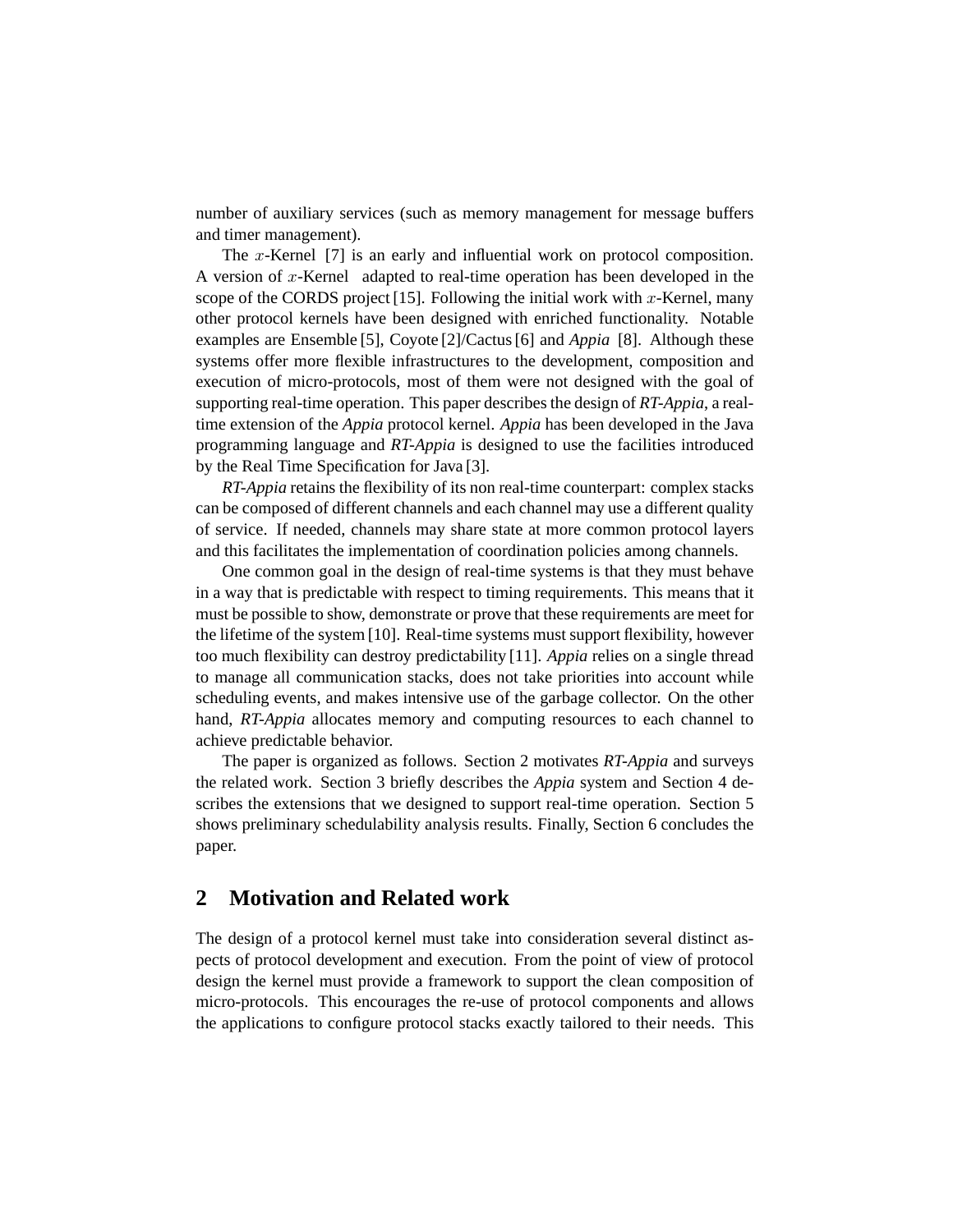number of auxiliary services (such as memory management for message buffers and timer management).

The $x$-Kernel [7] is an early and influential work on protocol composition. A version of $x$-Kernel adapted to real-time operation has been developed in the scope of the CORDS project [15]. Following the initial work with $x$-Kernel, many other protocol kernels have been designed with enriched functionality. Notable examples are Ensemble [5], Coyote [2]/Cactus [6] and *Appia* [8]. Although these systems offer more flexible infrastructures to the development, composition and execution of micro-protocols, most of them were not designed with the goal of supporting real-time operation. This paper describes the design of *RT-Appia*, a real-time extension of the *Appia* protocol kernel. *Appia* has been developed in the Java programming language and *RT-Appia* is designed to use the facilities introduced by the Real Time Specification for Java [3].

*RT-Appia* retains the flexibility of its non real-time counterpart: complex stacks can be composed of different channels and each channel may use a different quality of service. If needed, channels may share state at more common protocol layers and this facilitates the implementation of coordination policies among channels.

One common goal in the design of real-time systems is that they must behave in a way that is predictable with respect to timing requirements. This means that it must be possible to show, demonstrate or prove that these requirements are meet for the lifetime of the system [10]. Real-time systems must support flexibility, however too much flexibility can destroy predictability [11]. *Appia* relies on a single thread to manage all communication stacks, does not take priorities into account while scheduling events, and makes intensive use of the garbage collector. On the other hand, *RT-Appia* allocates memory and computing resources to each channel to achieve predictable behavior.

The paper is organized as follows. Section 2 motivates *RT-Appia* and surveys the related work. Section 3 briefly describes the *Appia* system and Section 4 describes the extensions that we designed to support real-time operation. Section 5 shows preliminary schedulability analysis results. Finally, Section 6 concludes the paper.

## 2 Motivation and Related work

The design of a protocol kernel must take into consideration several distinct aspects of protocol development and execution. From the point of view of protocol design the kernel must provide a framework to support the clean composition of micro-protocols. This encourages the re-use of protocol components and allows the applications to configure protocol stacks exactly tailored to their needs. This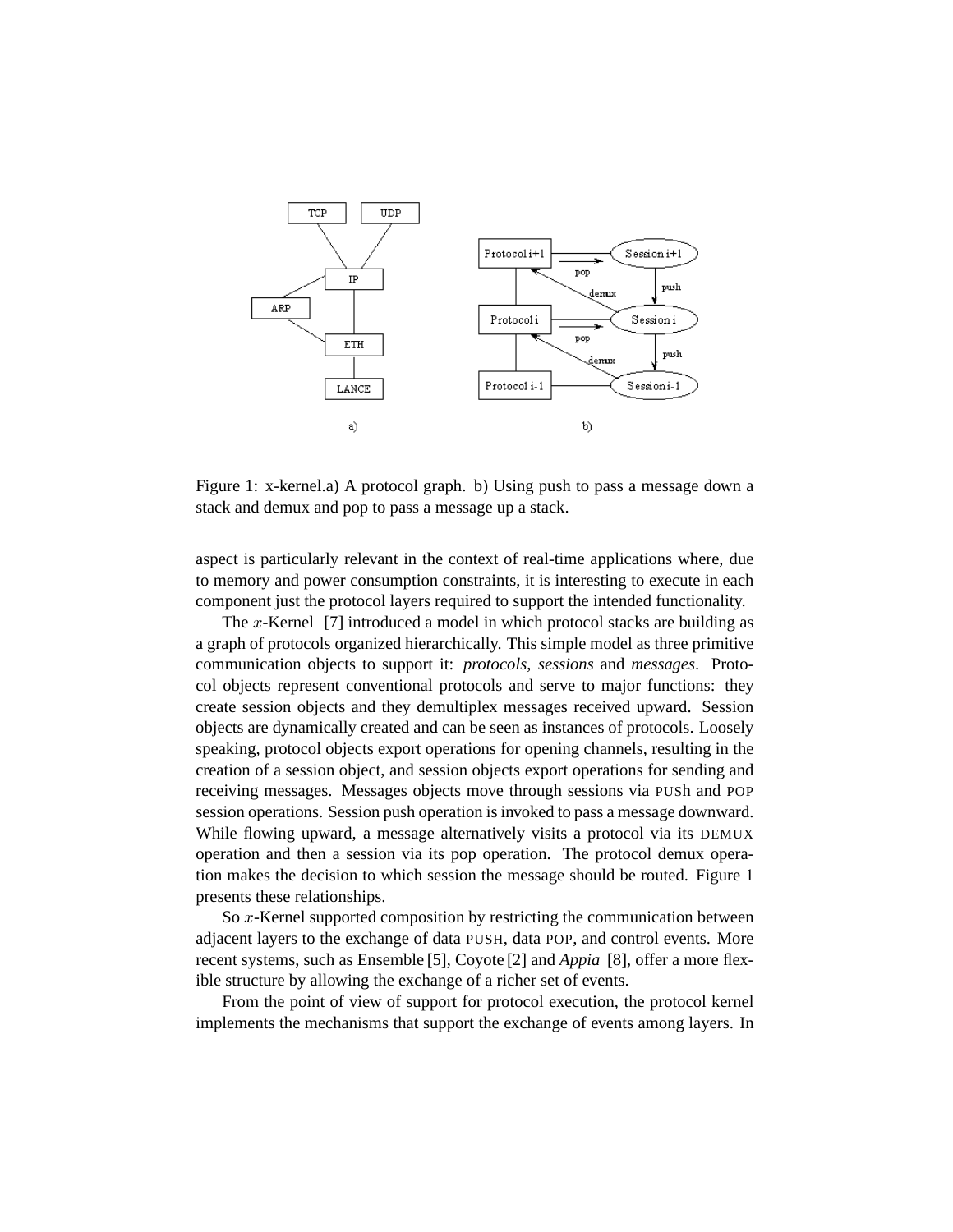Figure 1: x-kernel.a) A protocol graph. b) Using push to pass a message down a stack and demux and pop to pass a message up a stack.

aspect is particularly relevant in the context of real-time applications where, due to memory and power consumption constraints, it is interesting to execute in each component just the protocol layers required to support the intended functionality.

The $x$-Kernel [7] introduced a model in which protocol stacks are building as a graph of protocols organized hierarchically. This simple model as three primitive communication objects to support it: *protocols*, *sessions* and *messages*. Protocol objects represent conventional protocols and serve to major functions: they create session objects and they demultiplex messages received upward. Session objects are dynamically created and can be seen as instances of protocols. Loosely speaking, protocol objects export operations for opening channels, resulting in the creation of a session object, and session objects export operations for sending and receiving messages. Messages objects move through sessions via PUSh and POP session operations. Session push operation is invoked to pass a message downward. While flowing upward, a message alternatively visits a protocol via its DEMUX operation and then a session via its pop operation. The protocol demux operation makes the decision to which session the message should be routed. Figure 1 presents these relationships.

So $x$-Kernel supported composition by restricting the communication between adjacent layers to the exchange of data PUSH, data POP, and control events. More recent systems, such as Ensemble [5], Coyote [2] and *Appia* [8], offer a more flexible structure by allowing the exchange of a richer set of events.

From the point of view of support for protocol execution, the protocol kernel implements the mechanisms that support the exchange of events among layers. In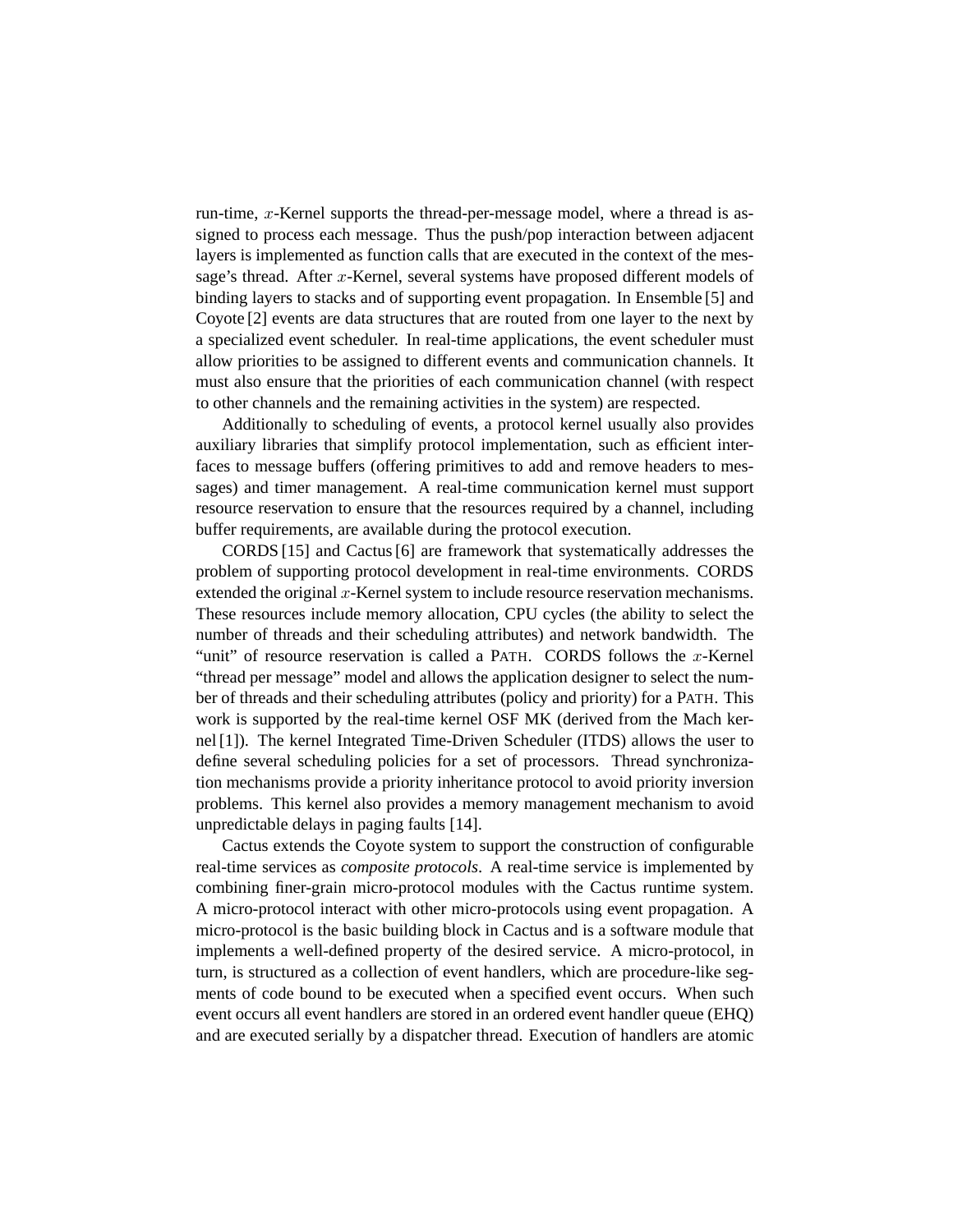run-time, $x$-Kernel supports the thread-per-message model, where a thread is assigned to process each message. Thus the push/pop interaction between adjacent layers is implemented as function calls that are executed in the context of the message's thread. After $x$-Kernel, several systems have proposed different models of binding layers to stacks and of supporting event propagation. In Ensemble [5] and Coyote [2] events are data structures that are routed from one layer to the next by a specialized event scheduler. In real-time applications, the event scheduler must allow priorities to be assigned to different events and communication channels. It must also ensure that the priorities of each communication channel (with respect to other channels and the remaining activities in the system) are respected.

Additionally to scheduling of events, a protocol kernel usually also provides auxiliary libraries that simplify protocol implementation, such as efficient interfaces to message buffers (offering primitives to add and remove headers to messages) and timer management. A real-time communication kernel must support resource reservation to ensure that the resources required by a channel, including buffer requirements, are available during the protocol execution.

CORDS [15] and Cactus [6] are framework that systematically addresses the problem of supporting protocol development in real-time environments. CORDS extended the original $x$-Kernel system to include resource reservation mechanisms. These resources include memory allocation, CPU cycles (the ability to select the number of threads and their scheduling attributes) and network bandwidth. The "unit" of resource reservation is called a PATH. CORDS follows the $x$-Kernel "thread per message" model and allows the application designer to select the number of threads and their scheduling attributes (policy and priority) for a PATH. This work is supported by the real-time kernel OSF MK (derived from the Mach kernel [1]). The kernel Integrated Time-Driven Scheduler (ITDS) allows the user to define several scheduling policies for a set of processors. Thread synchronization mechanisms provide a priority inheritance protocol to avoid priority inversion problems. This kernel also provides a memory management mechanism to avoid unpredictable delays in paging faults [14].

Cactus extends the Coyote system to support the construction of configurable real-time services as *composite protocols*. A real-time service is implemented by combining finer-grain micro-protocol modules with the Cactus runtime system. A micro-protocol interact with other micro-protocols using event propagation. A micro-protocol is the basic building block in Cactus and is a software module that implements a well-defined property of the desired service. A micro-protocol, in turn, is structured as a collection of event handlers, which are procedure-like segments of code bound to be executed when a specified event occurs. When such event occurs all event handlers are stored in an ordered event handler queue (EHQ) and are executed serially by a dispatcher thread. Execution of handlers are atomic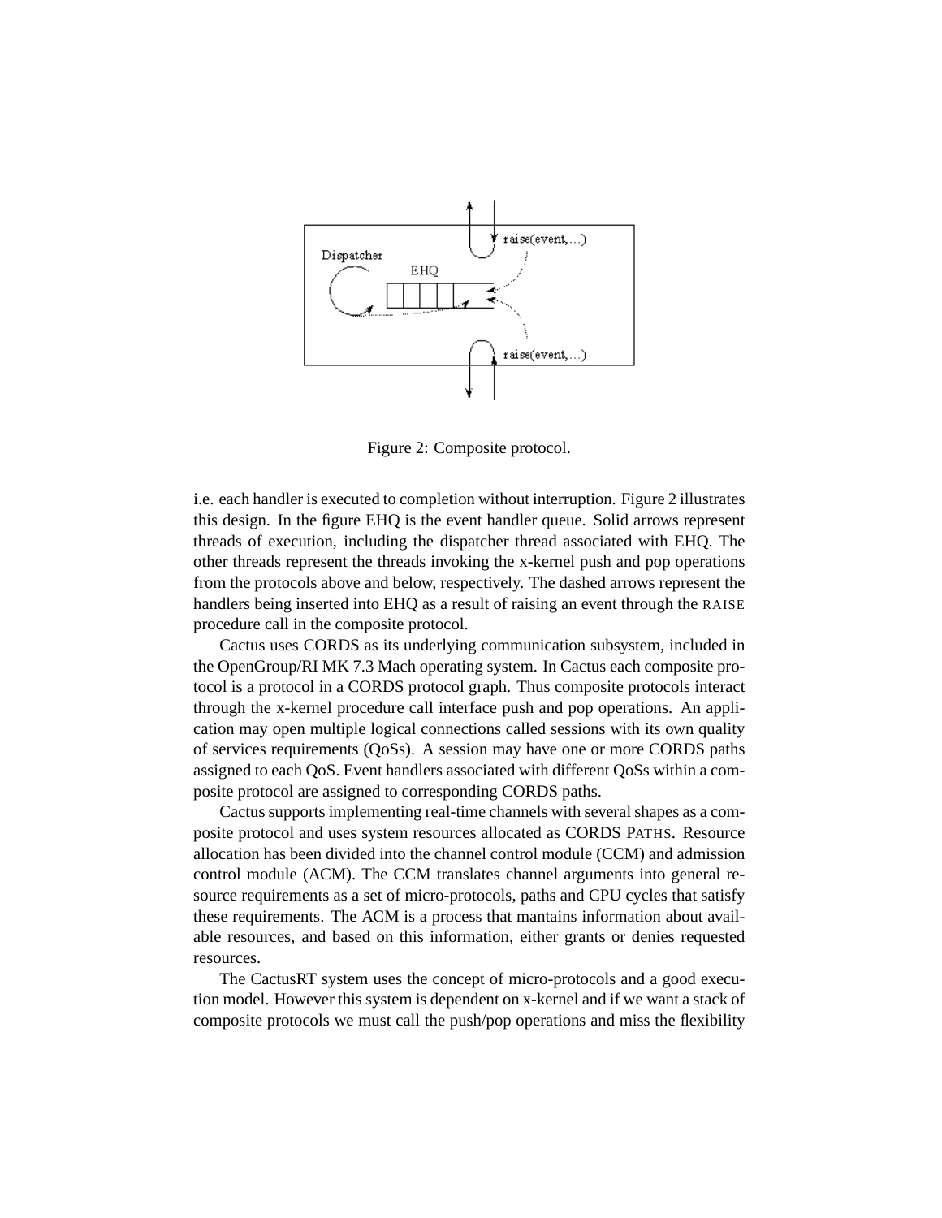Figure 2: Composite protocol.

i.e. each handler is executed to completion without interruption. Figure 2 illustrates this design. In the figure EHQ is the event handler queue. Solid arrows represent threads of execution, including the dispatcher thread associated with EHQ. The other threads represent the threads invoking the x-kernel push and pop operations from the protocols above and below, respectively. The dashed arrows represent the handlers being inserted into EHQ as a result of raising an event through the RAISE procedure call in the composite protocol.

Cactus uses CORDS as its underlying communication subsystem, included in the OpenGroup/RI MK 7.3 Mach operating system. In Cactus each composite protocol is a protocol in a CORDS protocol graph. Thus composite protocols interact through the x-kernel procedure call interface push and pop operations. An application may open multiple logical connections called sessions with its own quality of services requirements (QoSs). A session may have one or more CORDS paths assigned to each QoS. Event handlers associated with different QoSs within a composite protocol are assigned to corresponding CORDS paths.

Cactus supports implementing real-time channels with several shapes as a composite protocol and uses system resources allocated as CORDS PATHS. Resource allocation has been divided into the channel control module (CCM) and admission control module (ACM). The CCM translates channel arguments into general resource requirements as a set of micro-protocols, paths and CPU cycles that satisfy these requirements. The ACM is a process that mantains information about available resources, and based on this information, either grants or denies requested resources.

The CactusRT system uses the concept of micro-protocols and a good execution model. However this system is dependent on x-kernel and if we want a stack of composite protocols we must call the push/pop operations and miss the flexibility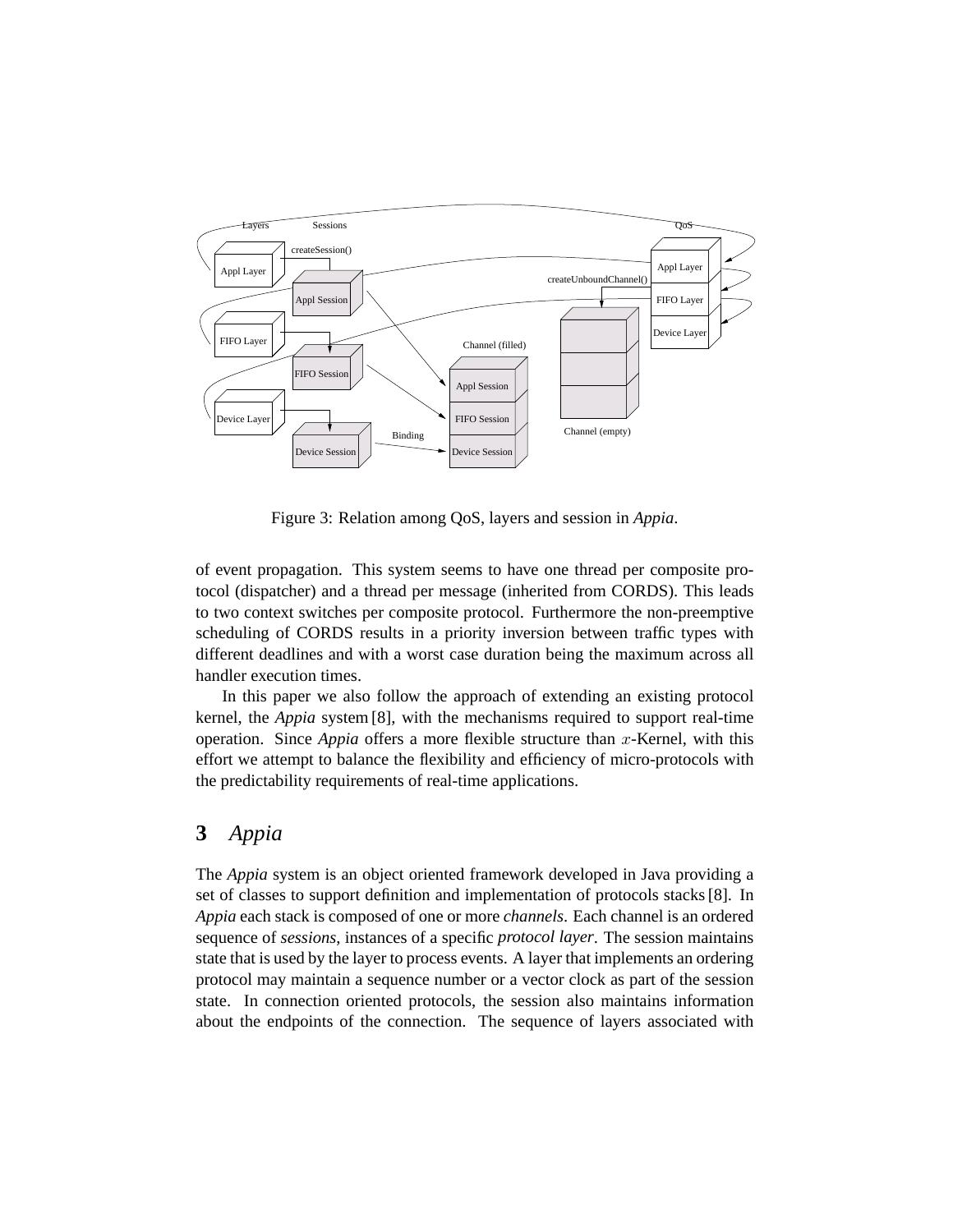Figure 3: Relation among QoS, layers and session in *Appia*.

of event propagation. This system seems to have one thread per composite protocol (dispatcher) and a thread per message (inherited from CORDS). This leads to two context switches per composite protocol. Furthermore the non-preemptive scheduling of CORDS results in a priority inversion between traffic types with different deadlines and with a worst case duration being the maximum across all handler execution times.

In this paper we also follow the approach of extending an existing protocol kernel, the *Appia* system [8], with the mechanisms required to support real-time operation. Since *Appia* offers a more flexible structure than $x$-Kernel, with this effort we attempt to balance the flexibility and efficiency of micro-protocols with the predictability requirements of real-time applications.

## 3 *Appia*

The *Appia* system is an object oriented framework developed in Java providing a set of classes to support definition and implementation of protocols stacks [8]. In *Appia* each stack is composed of one or more *channels*. Each channel is an ordered sequence of *sessions*, instances of a specific *protocol layer*. The session maintains state that is used by the layer to process events. A layer that implements an ordering protocol may maintain a sequence number or a vector clock as part of the session state. In connection oriented protocols, the session also maintains information about the endpoints of the connection. The sequence of layers associated with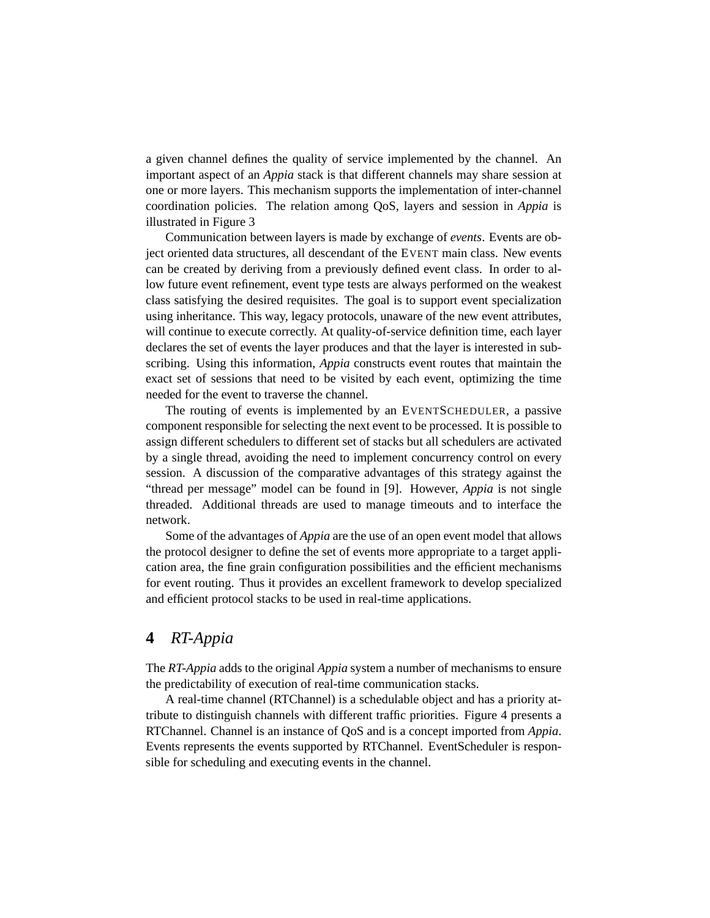a given channel defines the quality of service implemented by the channel. An important aspect of an *Appia* stack is that different channels may share session at one or more layers. This mechanism supports the implementation of inter-channel coordination policies. The relation among QoS, layers and session in *Appia* is illustrated in Figure 3

Communication between layers is made by exchange of *events*. Events are object oriented data structures, all descendant of the EVENT main class. New events can be created by deriving from a previously defined event class. In order to allow future event refinement, event type tests are always performed on the weakest class satisfying the desired requisites. The goal is to support event specialization using inheritance. This way, legacy protocols, unaware of the new event attributes, will continue to execute correctly. At quality-of-service definition time, each layer declares the set of events the layer produces and that the layer is interested in subscribing. Using this information, *Appia* constructs event routes that maintain the exact set of sessions that need to be visited by each event, optimizing the time needed for the event to traverse the channel.

The routing of events is implemented by an EVENTSCHEDULER, a passive component responsible for selecting the next event to be processed. It is possible to assign different schedulers to different set of stacks but all schedulers are activated by a single thread, avoiding the need to implement concurrency control on every session. A discussion of the comparative advantages of this strategy against the "thread per message" model can be found in [9]. However, *Appia* is not single threaded. Additional threads are used to manage timeouts and to interface the network.

Some of the advantages of *Appia* are the use of an open event model that allows the protocol designer to define the set of events more appropriate to a target application area, the fine grain configuration possibilities and the efficient mechanisms for event routing. Thus it provides an excellent framework to develop specialized and efficient protocol stacks to be used in real-time applications.

# 4 *RT-Appia*

The *RT-Appia* adds to the original *Appia* system a number of mechanisms to ensure the predictability of execution of real-time communication stacks.

A real-time channel (RTChannel) is a schedulable object and has a priority attribute to distinguish channels with different traffic priorities. Figure 4 presents a RTChannel. Channel is an instance of QoS and is a concept imported from *Appia*. Events represents the events supported by RTChannel. EventScheduler is responsible for scheduling and executing events in the channel.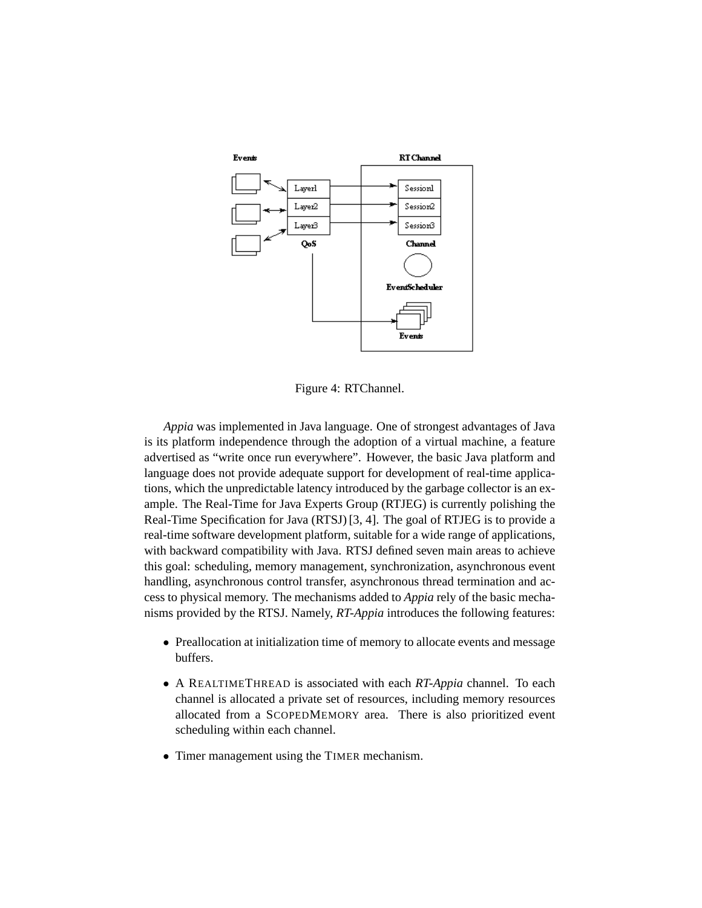Figure 4: RTChannel.

*Appia* was implemented in Java language. One of strongest advantages of Java is its platform independence through the adoption of a virtual machine, a feature advertised as "write once run everywhere". However, the basic Java platform and language does not provide adequate support for development of real-time applications, which the unpredictable latency introduced by the garbage collector is an example. The Real-Time for Java Experts Group (RTJEG) is currently polishing the Real-Time Specification for Java (RTSJ) [3, 4]. The goal of RTJEG is to provide a real-time software development platform, suitable for a wide range of applications, with backward compatibility with Java. RTSJ defined seven main areas to achieve this goal: scheduling, memory management, synchronization, asynchronous event handling, asynchronous control transfer, asynchronous thread termination and access to physical memory. The mechanisms added to *Appia* rely of the basic mechanisms provided by the RTSJ. Namely, *RT-Appia* introduces the following features:

- Preallocation at initialization time of memory to allocate events and message buffers.
- A REALTIMETHREAD is associated with each *RT-Appia* channel. To each channel is allocated a private set of resources, including memory resources allocated from a SCOPEDMEMORY area. There is also prioritized event scheduling within each channel.
- Timer management using the TIMER mechanism.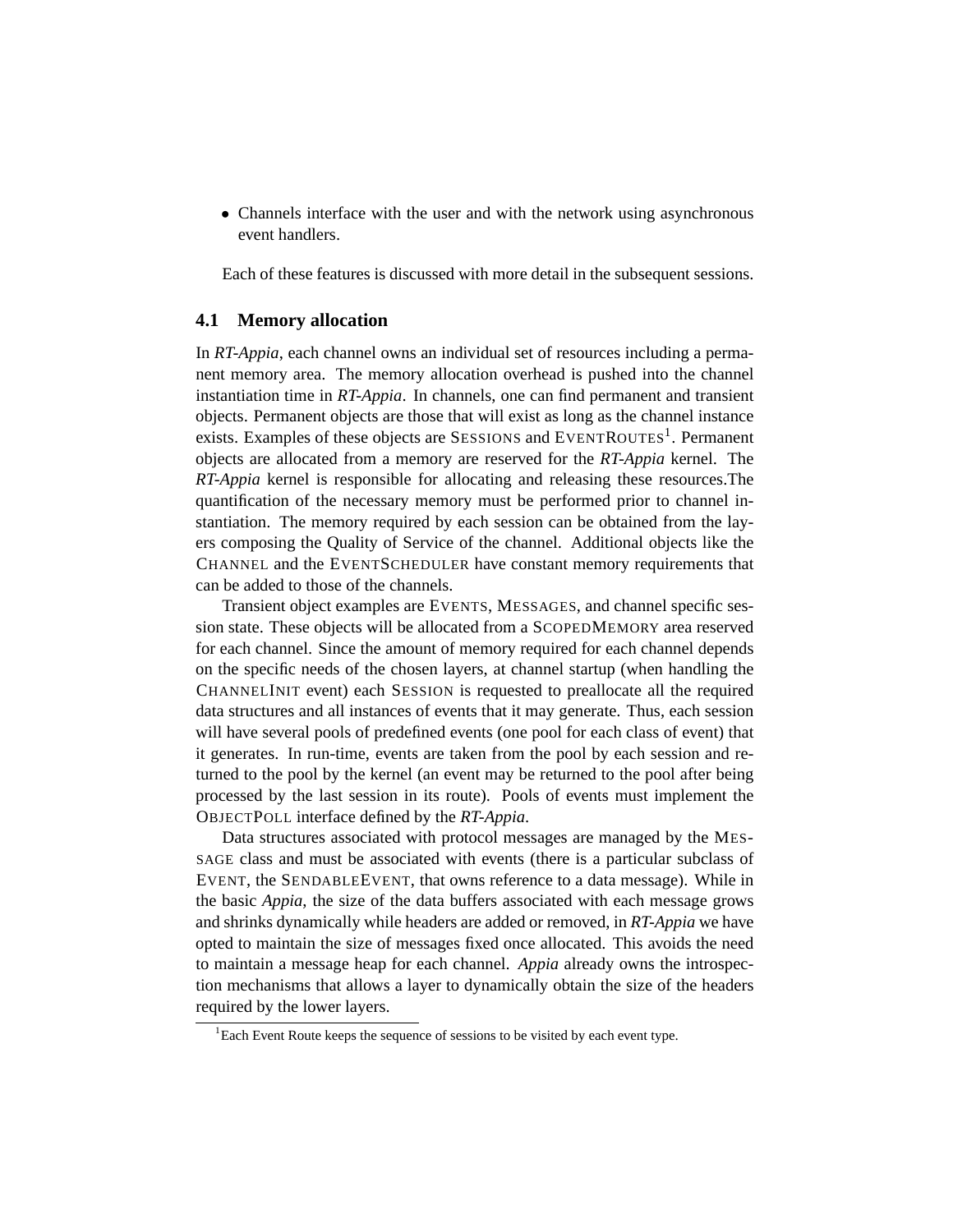- Channels interface with the user and with the network using asynchronous event handlers.

Each of these features is discussed with more detail in the subsequent sessions.

### 4.1 Memory allocation

In *RT-Appia*, each channel owns an individual set of resources including a permanent memory area. The memory allocation overhead is pushed into the channel instantiation time in *RT-Appia*. In channels, one can find permanent and transient objects. Permanent objects are those that will exist as long as the channel instance exists. Examples of these objects are SESSIONS and EVENTROUTES[1]. Permanent objects are allocated from a memory are reserved for the *RT-Appia* kernel. The *RT-Appia* kernel is responsible for allocating and releasing these resources.The quantification of the necessary memory must be performed prior to channel instantiation. The memory required by each session can be obtained from the layers composing the Quality of Service of the channel. Additional objects like the CHANNEL and the EVENTSCHEDULER have constant memory requirements that can be added to those of the channels.

Transient object examples are EVENTS, MESSAGES, and channel specific session state. These objects will be allocated from a SCOPEDMEMORY area reserved for each channel. Since the amount of memory required for each channel depends on the specific needs of the chosen layers, at channel startup (when handling the CHANNELINIT event) each SESSION is requested to preallocate all the required data structures and all instances of events that it may generate. Thus, each session will have several pools of predefined events (one pool for each class of event) that it generates. In run-time, events are taken from the pool by each session and returned to the pool by the kernel (an event may be returned to the pool after being processed by the last session in its route). Pools of events must implement the OBJECTPOLL interface defined by the *RT-Appia*.

Data structures associated with protocol messages are managed by the MESSAGE class and must be associated with events (there is a particular subclass of EVENT, the SENDABLEEVENT, that owns reference to a data message). While in the basic *Appia*, the size of the data buffers associated with each message grows and shrinks dynamically while headers are added or removed, in *RT-Appia* we have opted to maintain the size of messages fixed once allocated. This avoids the need to maintain a message heap for each channel. *Appia* already owns the introspection mechanisms that allows a layer to dynamically obtain the size of the headers required by the lower layers.

---

[1] Each Event Route keeps the sequence of sessions to be visited by each event type.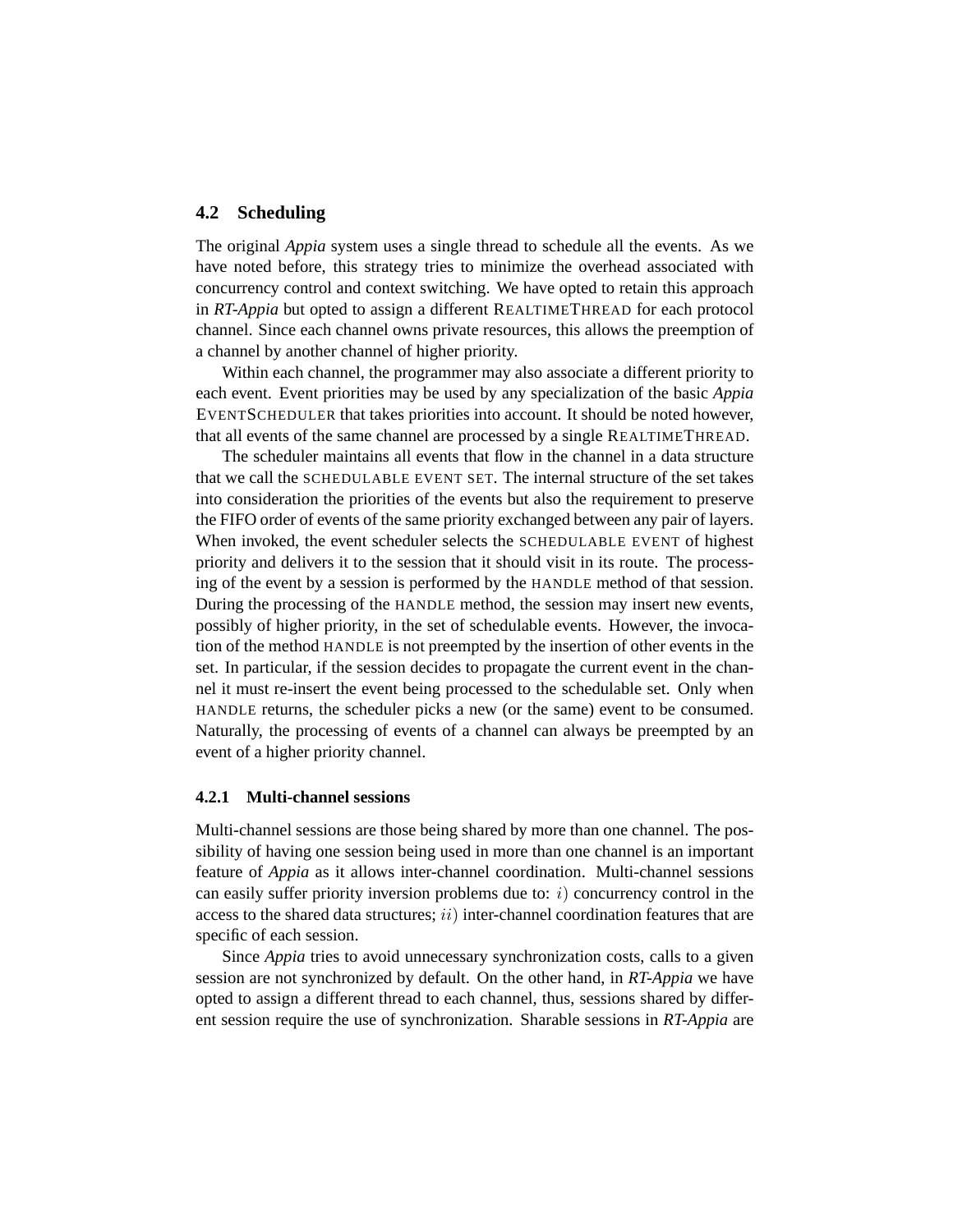## 4.2 Scheduling

The original *Appia* system uses a single thread to schedule all the events. As we have noted before, this strategy tries to minimize the overhead associated with concurrency control and context switching. We have opted to retain this approach in *RT-Appia* but opted to assign a different REALTIMETHREAD for each protocol channel. Since each channel owns private resources, this allows the preemption of a channel by another channel of higher priority.

Within each channel, the programmer may also associate a different priority to each event. Event priorities may be used by any specialization of the basic *Appia* EVENTSCHEDULER that takes priorities into account. It should be noted however, that all events of the same channel are processed by a single REALTIMETHREAD.

The scheduler maintains all events that flow in the channel in a data structure that we call the SCHEDULABLE EVENT SET. The internal structure of the set takes into consideration the priorities of the events but also the requirement to preserve the FIFO order of events of the same priority exchanged between any pair of layers. When invoked, the event scheduler selects the SCHEDULABLE EVENT of highest priority and delivers it to the session that it should visit in its route. The processing of the event by a session is performed by the HANDLE method of that session. During the processing of the HANDLE method, the session may insert new events, possibly of higher priority, in the set of schedulable events. However, the invocation of the method HANDLE is not preempted by the insertion of other events in the set. In particular, if the session decides to propagate the current event in the channel it must re-insert the event being processed to the schedulable set. Only when HANDLE returns, the scheduler picks a new (or the same) event to be consumed. Naturally, the processing of events of a channel can always be preempted by an event of a higher priority channel.

### 4.2.1 Multi-channel sessions

Multi-channel sessions are those being shared by more than one channel. The possibility of having one session being used in more than one channel is an important feature of *Appia* as it allows inter-channel coordination. Multi-channel sessions can easily suffer priority inversion problems due to: $i)$ concurrency control in the access to the shared data structures; $ii)$ inter-channel coordination features that are specific of each session.

Since *Appia* tries to avoid unnecessary synchronization costs, calls to a given session are not synchronized by default. On the other hand, in *RT-Appia* we have opted to assign a different thread to each channel, thus, sessions shared by different session require the use of synchronization. Sharable sessions in *RT-Appia* are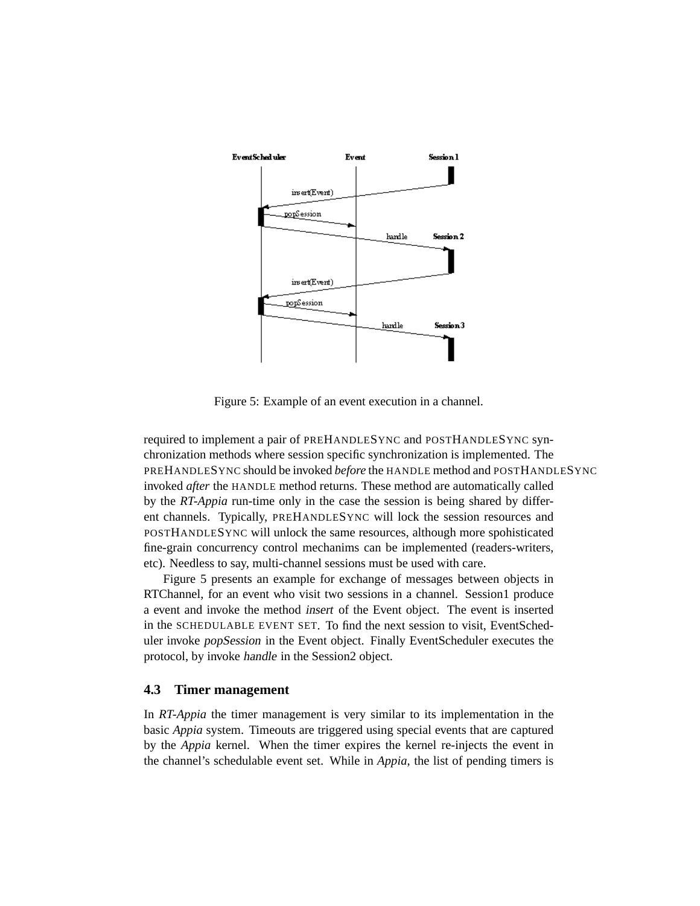Figure 5: Example of an event execution in a channel.

required to implement a pair of PREHANDLESYNC and POSTHANDLESYNC synchronization methods where session specific synchronization is implemented. The PREHANDLESYNC should be invoked *before* the HANDLE method and POSTHANDLESYNC invoked *after* the HANDLE method returns. These method are automatically called by the *RT-Appia* run-time only in the case the session is being shared by different channels. Typically, PREHANDLESYNC will lock the session resources and POSTHANDLESYNC will unlock the same resources, although more spohisticated fine-grain concurrency control mechanims can be implemented (readers-writers, etc). Needless to say, multi-channel sessions must be used with care.

Figure 5 presents an example for exchange of messages between objects in RTChannel, for an event who visit two sessions in a channel. Session1 produce a event and invoke the method *insert* of the Event object. The event is inserted in the SCHEDULABLE EVENT SET. To find the next session to visit, EventScheduler invoke *popSession* in the Event object. Finally EventScheduler executes the protocol, by invoke *handle* in the Session2 object.

### 4.3 Timer management

In *RT-Appia* the timer management is very similar to its implementation in the basic *Appia* system. Timeouts are triggered using special events that are captured by the *Appia* kernel. When the timer expires the kernel re-injects the event in the channel's schedulable event set. While in *Appia*, the list of pending timers is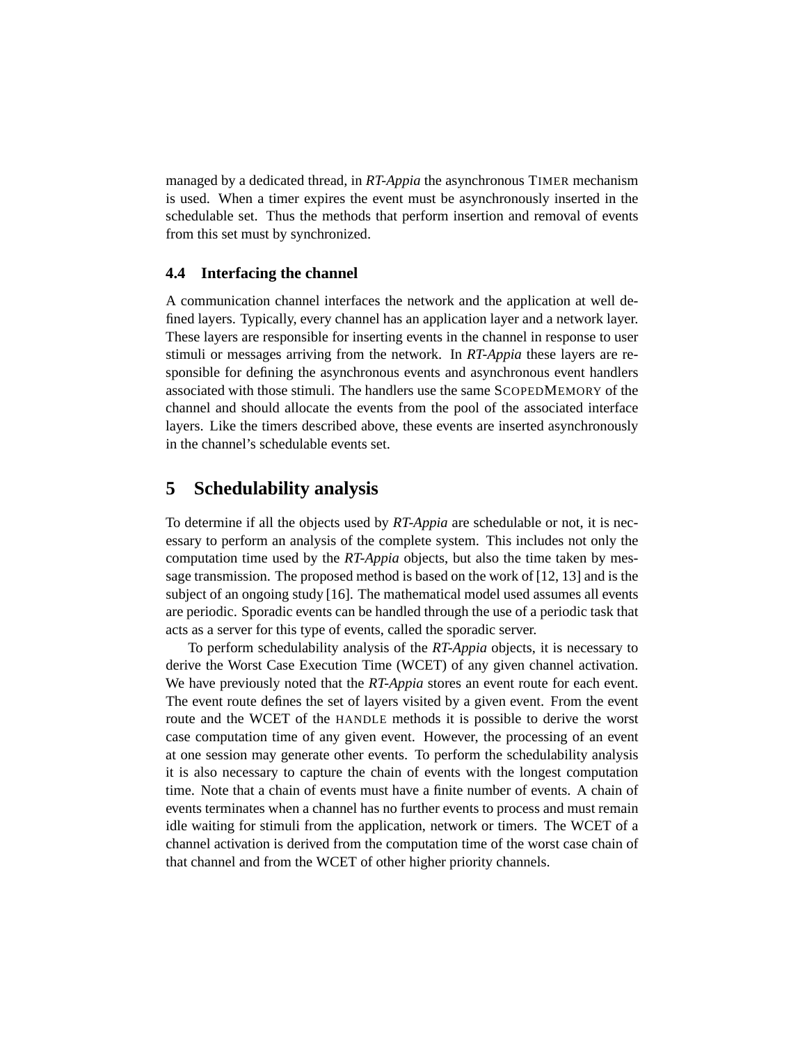managed by a dedicated thread, in *RT-Appia* the asynchronous TIMER mechanism is used. When a timer expires the event must be asynchronously inserted in the schedulable set. Thus the methods that perform insertion and removal of events from this set must by synchronized.

### 4.4 Interfacing the channel

A communication channel interfaces the network and the application at well defined layers. Typically, every channel has an application layer and a network layer. These layers are responsible for inserting events in the channel in response to user stimuli or messages arriving from the network. In *RT-Appia* these layers are responsible for defining the asynchronous events and asynchronous event handlers associated with those stimuli. The handlers use the same SCOPEDMEMORY of the channel and should allocate the events from the pool of the associated interface layers. Like the timers described above, these events are inserted asynchronously in the channel's schedulable events set.

## 5 Schedulability analysis

To determine if all the objects used by *RT-Appia* are schedulable or not, it is necessary to perform an analysis of the complete system. This includes not only the computation time used by the *RT-Appia* objects, but also the time taken by message transmission. The proposed method is based on the work of [12, 13] and is the subject of an ongoing study [16]. The mathematical model used assumes all events are periodic. Sporadic events can be handled through the use of a periodic task that acts as a server for this type of events, called the sporadic server.

To perform schedulability analysis of the *RT-Appia* objects, it is necessary to derive the Worst Case Execution Time (WCET) of any given channel activation. We have previously noted that the *RT-Appia* stores an event route for each event. The event route defines the set of layers visited by a given event. From the event route and the WCET of the HANDLE methods it is possible to derive the worst case computation time of any given event. However, the processing of an event at one session may generate other events. To perform the schedulability analysis it is also necessary to capture the chain of events with the longest computation time. Note that a chain of events must have a finite number of events. A chain of events terminates when a channel has no further events to process and must remain idle waiting for stimuli from the application, network or timers. The WCET of a channel activation is derived from the computation time of the worst case chain of that channel and from the WCET of other higher priority channels.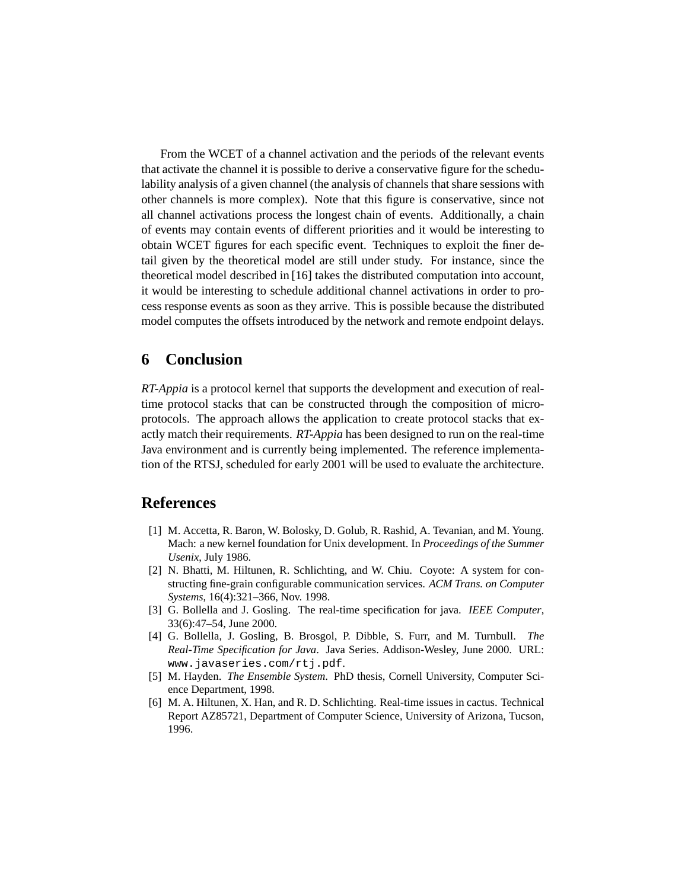From the WCET of a channel activation and the periods of the relevant events that activate the channel it is possible to derive a conservative figure for the schedulability analysis of a given channel (the analysis of channels that share sessions with other channels is more complex). Note that this figure is conservative, since not all channel activations process the longest chain of events. Additionally, a chain of events may contain events of different priorities and it would be interesting to obtain WCET figures for each specific event. Techniques to exploit the finer detail given by the theoretical model are still under study. For instance, since the theoretical model described in [16] takes the distributed computation into account, it would be interesting to schedule additional channel activations in order to process response events as soon as they arrive. This is possible because the distributed model computes the offsets introduced by the network and remote endpoint delays.

## 6 Conclusion

*RT-Appia* is a protocol kernel that supports the development and execution of real-time protocol stacks that can be constructed through the composition of micro-protocols. The approach allows the application to create protocol stacks that exactly match their requirements. *RT-Appia* has been designed to run on the real-time Java environment and is currently being implemented. The reference implementation of the RTSJ, scheduled for early 2001 will be used to evaluate the architecture.

## References

[1] M. Accetta, R. Baron, W. Bolosky, D. Golub, R. Rashid, A. Tevanian, and M. Young. Mach: a new kernel foundation for Unix development. In *Proceedings of the Summer Usenix*, July 1986.

[2] N. Bhatti, M. Hiltunen, R. Schlichting, and W. Chiu. Coyote: A system for constructing fine-grain configurable communication services. *ACM Trans. on Computer Systems*, 16(4):321–366, Nov. 1998.

[3] G. Bollella and J. Gosling. The real-time specification for java. *IEEE Computer*, 33(6):47–54, June 2000.

[4] G. Bollella, J. Gosling, B. Brosgol, P. Dibble, S. Furr, and M. Turnbull. *The Real-Time Specification for Java*. Java Series. Addison-Wesley, June 2000. URL: `www.javaseries.com/rtj.pdf`.

[5] M. Hayden. *The Ensemble System*. PhD thesis, Cornell University, Computer Science Department, 1998.

[6] M. A. Hiltunen, X. Han, and R. D. Schlichting. Real-time issues in cactus. Technical Report AZ85721, Department of Computer Science, University of Arizona, Tucson, 1996.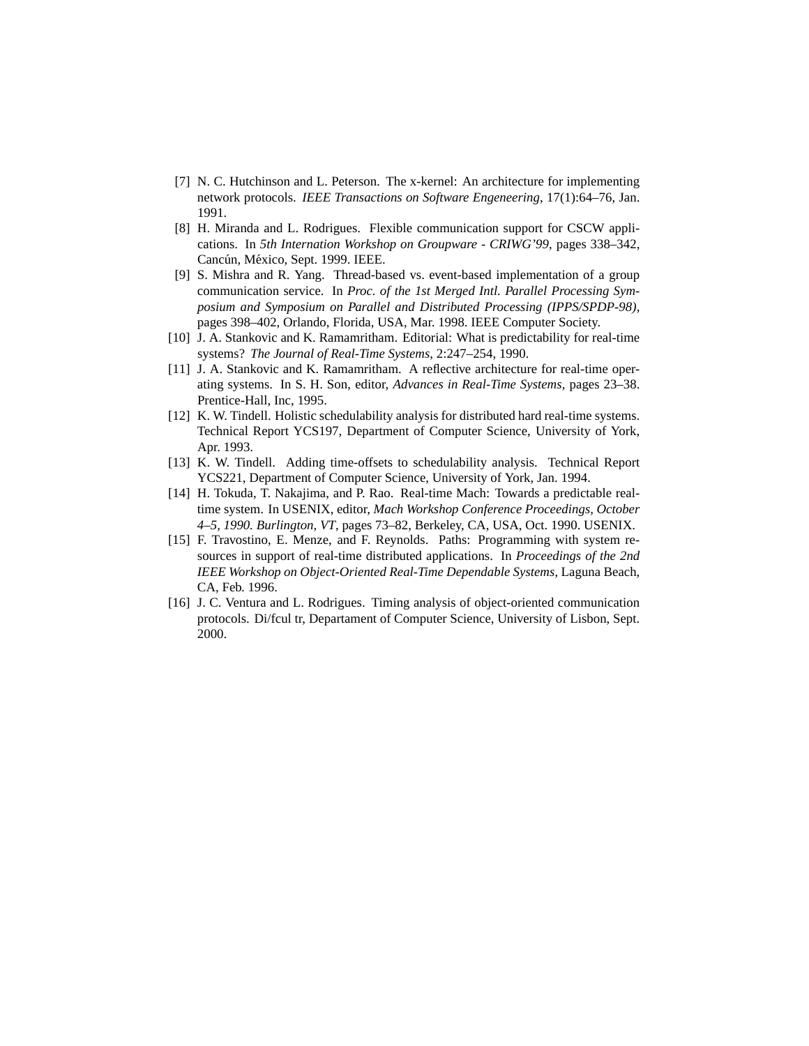[7] N. C. Hutchinson and L. Peterson. The x-kernel: An architecture for implementing network protocols. *IEEE Transactions on Software Engeneering*, 17(1):64–76, Jan. 1991.

[8] H. Miranda and L. Rodrigues. Flexible communication support for CSCW applications. In *5th Internation Workshop on Groupware - CRIWG'99*, pages 338–342, Cancún, México, Sept. 1999. IEEE.

[9] S. Mishra and R. Yang. Thread-based vs. event-based implementation of a group communication service. In *Proc. of the 1st Merged Intl. Parallel Processing Symposium and Symposium on Parallel and Distributed Processing (IPPS/SPDP-98)*, pages 398–402, Orlando, Florida, USA, Mar. 1998. IEEE Computer Society.

[10] J. A. Stankovic and K. Ramamritham. Editorial: What is predictability for real-time systems? *The Journal of Real-Time Systems*, 2:247–254, 1990.

[11] J. A. Stankovic and K. Ramamritham. A reflective architecture for real-time operating systems. In S. H. Son, editor, *Advances in Real-Time Systems*, pages 23–38. Prentice-Hall, Inc, 1995.

[12] K. W. Tindell. Holistic schedulability analysis for distributed hard real-time systems. Technical Report YCS197, Department of Computer Science, University of York, Apr. 1993.

[13] K. W. Tindell. Adding time-offsets to schedulability analysis. Technical Report YCS221, Department of Computer Science, University of York, Jan. 1994.

[14] H. Tokuda, T. Nakajima, and P. Rao. Real-time Mach: Towards a predictable real-time system. In USENIX, editor, *Mach Workshop Conference Proceedings, October 4–5, 1990. Burlington, VT*, pages 73–82, Berkeley, CA, USA, Oct. 1990. USENIX.

[15] F. Travostino, E. Menze, and F. Reynolds. Paths: Programming with system resources in support of real-time distributed applications. In *Proceedings of the 2nd IEEE Workshop on Object-Oriented Real-Time Dependable Systems*, Laguna Beach, CA, Feb. 1996.

[16] J. C. Ventura and L. Rodrigues. Timing analysis of object-oriented communication protocols. Di/fcul tr, Departament of Computer Science, University of Lisbon, Sept. 2000.